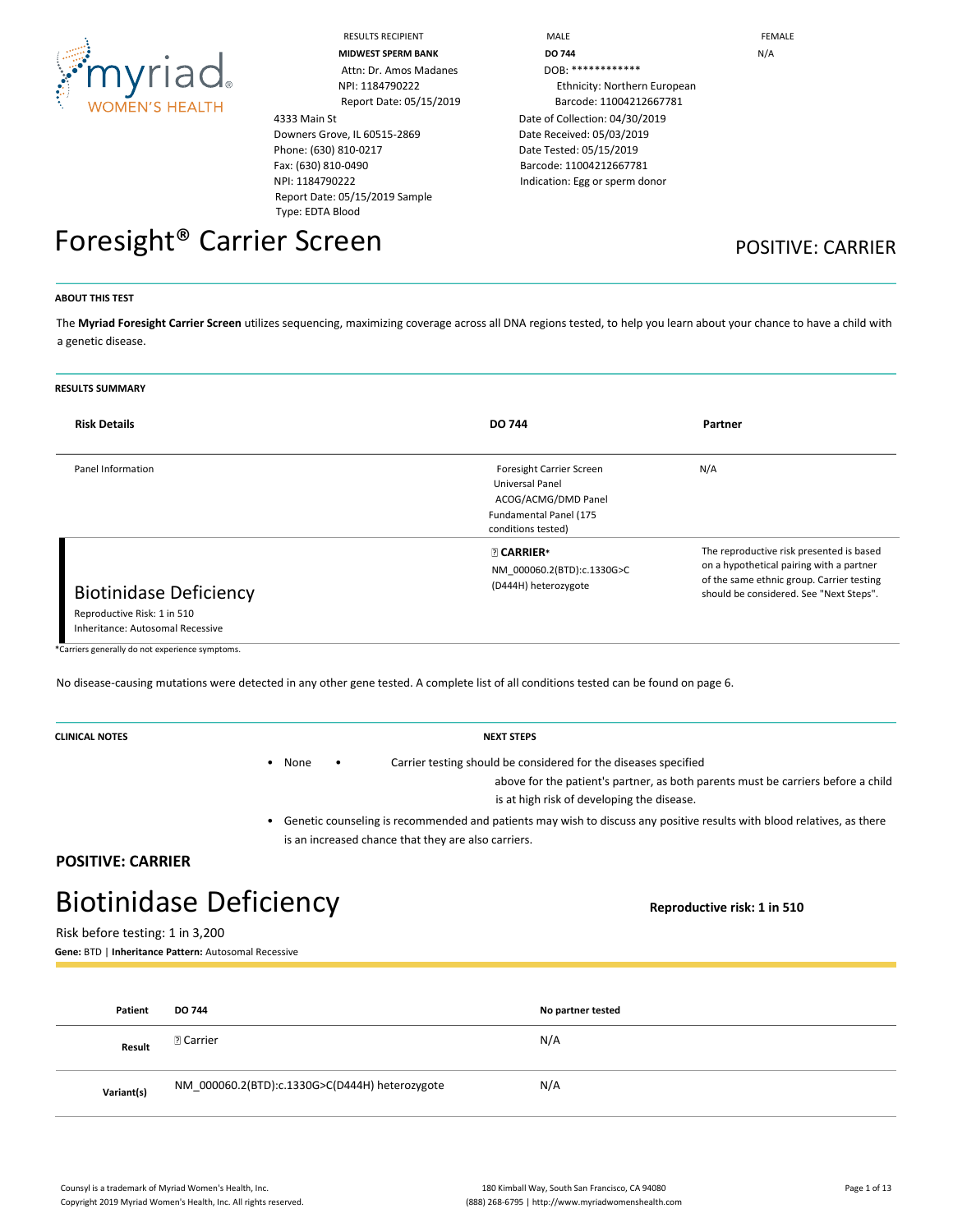| RESULTS RECIPIENT | MALE | FEMALE |
|---|---|---|
| **MIDWEST SPERM BANK** | **DO 744** | N/A |
| Attn: Dr. Amos Madanes | DOB: ************ | |
| NPI: 1184790222 | Ethnicity: Northern European | |
| Report Date: 05/15/2019 | Barcode: 11004212667781 | |

4333 Main St
Downers Grove, IL 60515-2869
Phone: (630) 810-0217
Fax: (630) 810-0490
NPI: 1184790222
Report Date: 05/15/2019 Sample Type: EDTA Blood

Date of Collection: 04/30/2019
Date Received: 05/03/2019
Date Tested: 05/15/2019
Barcode: 11004212667781
Indication: Egg or sperm donor

# Foresight® Carrier Screen

**POSITIVE: CARRIER**

#### ABOUT THIS TEST

The **Myriad Foresight Carrier Screen** utilizes sequencing, maximizing coverage across all DNA regions tested, to help you learn about your chance to have a child with a genetic disease.

#### RESULTS SUMMARY

| Risk Details | DO 744 | Partner |
|---|---|---|
| Panel Information | Foresight Carrier Screen Universal Panel ACOG/ACMG/DMD Panel Fundamental Panel (175 conditions tested) | N/A |
| Biotinidase Deficiency<br>Reproductive Risk: 1 in 510<br>Inheritance: Autosomal Recessive | **CARRIER***<br>NM_000060.2(BTD):c.1330G>C (D444H) heterozygote | The reproductive risk presented is based on a hypothetical pairing with a partner of the same ethnic group. Carrier testing should be considered. See "Next Steps". |

*Carriers generally do not experience symptoms.

No disease-causing mutations were detected in any other gene tested. A complete list of all conditions tested can be found on page 6.

#### CLINICAL NOTES

- None

#### NEXT STEPS

- Carrier testing should be considered for the diseases specified above for the patient's partner, as both parents must be carriers before a child is at high risk of developing the disease.
- Genetic counseling is recommended and patients may wish to discuss any positive results with blood relatives, as there is an increased chance that they are also carriers.

**POSITIVE: CARRIER**

# Biotinidase Deficiency

**Reproductive risk: 1 in 510**

Risk before testing: 1 in 3,200

**Gene:** BTD | **Inheritance Pattern:** Autosomal Recessive

| Patient | DO 744 | No partner tested |
|---|---|---|
| Result | Carrier | N/A |
| Variant(s) | NM_000060.2(BTD):c.1330G>C(D444H) heterozygote | N/A |

Counsyl is a trademark of Myriad Women's Health, Inc.
Copyright 2019 Myriad Women's Health, Inc. All rights reserved.

180 Kimball Way, South San Francisco, CA 94080
(888) 268-6795 | http://www.myriadwomenshealth.com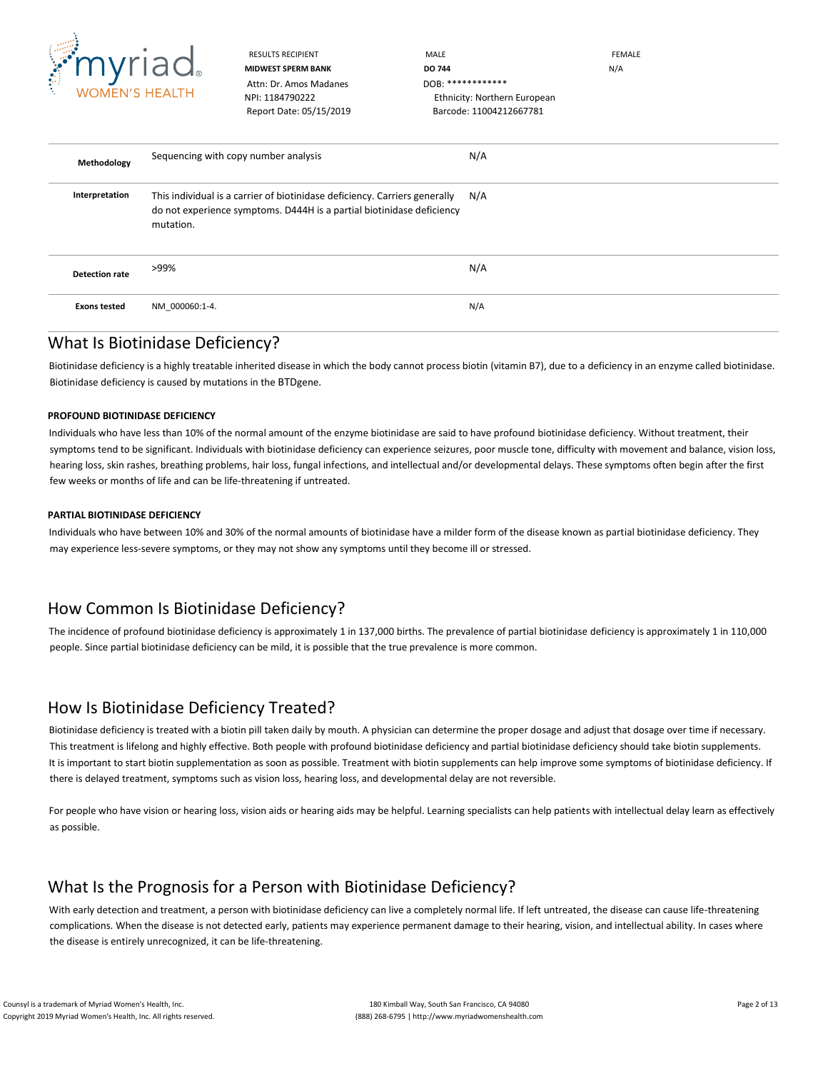| RESULTS RECIPIENT | MALE | FEMALE |
|---|---|---|
| **MIDWEST SPERM BANK** | **DO 744** | N/A |
| Attn: Dr. Amos Madanes | DOB: ************ | |
| NPI: 1184790222 | Ethnicity: Northern European | |
| Report Date: 05/15/2019 | Barcode: 11004212667781 | |

| | | |
|---|---|---|
| **Methodology** | Sequencing with copy number analysis | N/A |
| **Interpretation** | This individual is a carrier of biotinidase deficiency. Carriers generally do not experience symptoms. D444H is a partial biotinidase deficiency mutation. | N/A |
| **Detection rate** | >99% | N/A |
| **Exons tested** | NM_000060:1-4. | N/A |

## What Is Biotinidase Deficiency?

Biotinidase deficiency is a highly treatable inherited disease in which the body cannot process biotin (vitamin B7), due to a deficiency in an enzyme called biotinidase. Biotinidase deficiency is caused by mutations in the BTDgene.

### PROFOUND BIOTINIDASE DEFICIENCY

Individuals who have less than 10% of the normal amount of the enzyme biotinidase are said to have profound biotinidase deficiency. Without treatment, their symptoms tend to be significant. Individuals with biotinidase deficiency can experience seizures, poor muscle tone, difficulty with movement and balance, vision loss, hearing loss, skin rashes, breathing problems, hair loss, fungal infections, and intellectual and/or developmental delays. These symptoms often begin after the first few weeks or months of life and can be life-threatening if untreated.

### PARTIAL BIOTINIDASE DEFICIENCY

Individuals who have between 10% and 30% of the normal amounts of biotinidase have a milder form of the disease known as partial biotinidase deficiency. They may experience less-severe symptoms, or they may not show any symptoms until they become ill or stressed.

## How Common Is Biotinidase Deficiency?

The incidence of profound biotinidase deficiency is approximately 1 in 137,000 births. The prevalence of partial biotinidase deficiency is approximately 1 in 110,000 people. Since partial biotinidase deficiency can be mild, it is possible that the true prevalence is more common.

## How Is Biotinidase Deficiency Treated?

Biotinidase deficiency is treated with a biotin pill taken daily by mouth. A physician can determine the proper dosage and adjust that dosage over time if necessary. This treatment is lifelong and highly effective. Both people with profound biotinidase deficiency and partial biotinidase deficiency should take biotin supplements. It is important to start biotin supplementation as soon as possible. Treatment with biotin supplements can help improve some symptoms of biotinidase deficiency. If there is delayed treatment, symptoms such as vision loss, hearing loss, and developmental delay are not reversible.

For people who have vision or hearing loss, vision aids or hearing aids may be helpful. Learning specialists can help patients with intellectual delay learn as effectively as possible.

## What Is the Prognosis for a Person with Biotinidase Deficiency?

With early detection and treatment, a person with biotinidase deficiency can live a completely normal life. If left untreated, the disease can cause life-threatening complications. When the disease is not detected early, patients may experience permanent damage to their hearing, vision, and intellectual ability. In cases where the disease is entirely unrecognized, it can be life-threatening.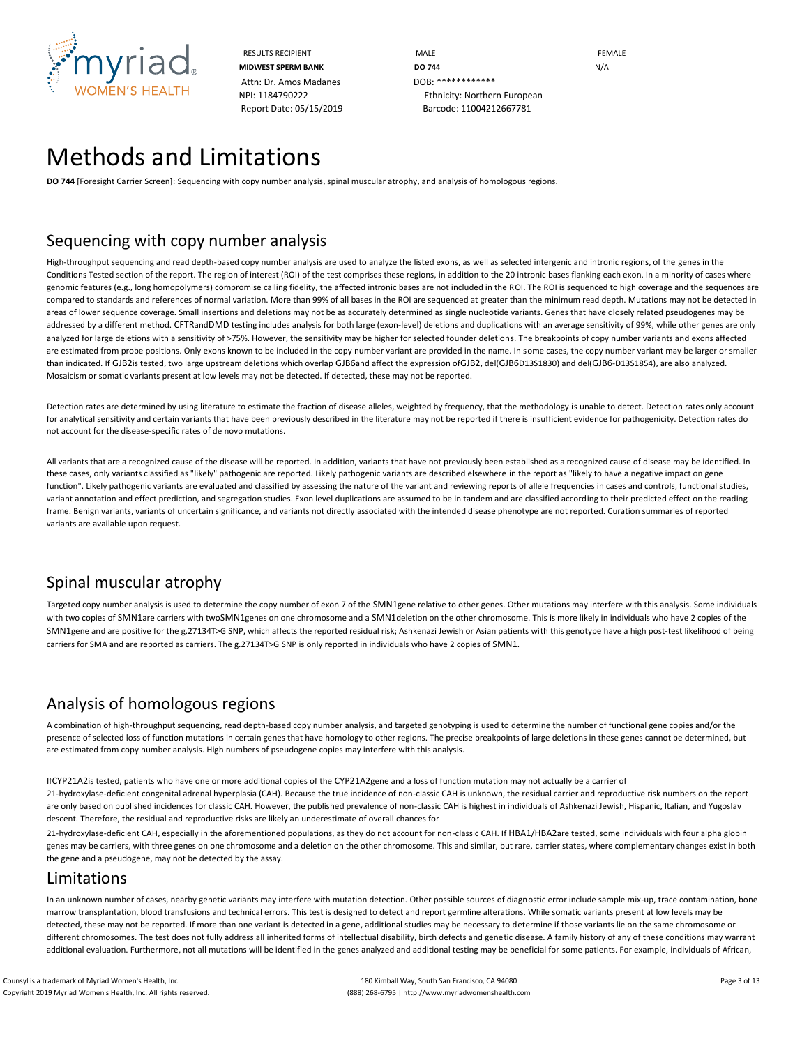| RESULTS RECIPIENT | MALE | FEMALE |
|---|---|---|
| **MIDWEST SPERM BANK** | **DO 744** | N/A |
| Attn: Dr. Amos Madanes | DOB: ************ | |
| NPI: 1184790222 | Ethnicity: Northern European | |
| Report Date: 05/15/2019 | Barcode: 11004212667781 | |

# Methods and Limitations

**DO 744** [Foresight Carrier Screen]: Sequencing with copy number analysis, spinal muscular atrophy, and analysis of homologous regions.

## Sequencing with copy number analysis

High-throughput sequencing and read depth-based copy number analysis are used to analyze the listed exons, as well as selected intergenic and intronic regions, of the genes in the Conditions Tested section of the report. The region of interest (ROI) of the test comprises these regions, in addition to the 20 intronic bases flanking each exon. In a minority of cases where genomic features (e.g., long homopolymers) compromise calling fidelity, the affected intronic bases are not included in the ROI. The ROI is sequenced to high coverage and the sequences are compared to standards and references of normal variation. More than 99% of all bases in the ROI are sequenced at greater than the minimum read depth. Mutations may not be detected in areas of lower sequence coverage. Small insertions and deletions may not be as accurately determined as single nucleotide variants. Genes that have closely related pseudogenes may be addressed by a different method. CFTRandDMD testing includes analysis for both large (exon-level) deletions and duplications with an average sensitivity of 99%, while other genes are only analyzed for large deletions with a sensitivity of >75%. However, the sensitivity may be higher for selected founder deletions. The breakpoints of copy number variants and exons affected are estimated from probe positions. Only exons known to be included in the copy number variant are provided in the name. In some cases, the copy number variant may be larger or smaller than indicated. If GJB2is tested, two large upstream deletions which overlap GJB6and affect the expression ofGJB2, del(GJB6D13S1830) and del(GJB6-D13S1854), are also analyzed. Mosaicism or somatic variants present at low levels may not be detected. If detected, these may not be reported.

Detection rates are determined by using literature to estimate the fraction of disease alleles, weighted by frequency, that the methodology is unable to detect. Detection rates only account for analytical sensitivity and certain variants that have been previously described in the literature may not be reported if there is insufficient evidence for pathogenicity. Detection rates do not account for the disease-specific rates of de novo mutations.

All variants that are a recognized cause of the disease will be reported. In addition, variants that have not previously been established as a recognized cause of disease may be identified. In these cases, only variants classified as "likely" pathogenic are reported. Likely pathogenic variants are described elsewhere in the report as "likely to have a negative impact on gene function". Likely pathogenic variants are evaluated and classified by assessing the nature of the variant and reviewing reports of allele frequencies in cases and controls, functional studies, variant annotation and effect prediction, and segregation studies. Exon level duplications are assumed to be in tandem and are classified according to their predicted effect on the reading frame. Benign variants, variants of uncertain significance, and variants not directly associated with the intended disease phenotype are not reported. Curation summaries of reported variants are available upon request.

## Spinal muscular atrophy

Targeted copy number analysis is used to determine the copy number of exon 7 of the SMN1gene relative to other genes. Other mutations may interfere with this analysis. Some individuals with two copies of SMN1are carriers with twoSMN1genes on one chromosome and a SMN1deletion on the other chromosome. This is more likely in individuals who have 2 copies of the SMN1gene and are positive for the g.27134T>G SNP, which affects the reported residual risk; Ashkenazi Jewish or Asian patients with this genotype have a high post-test likelihood of being carriers for SMA and are reported as carriers. The g.27134T>G SNP is only reported in individuals who have 2 copies of SMN1.

## Analysis of homologous regions

A combination of high-throughput sequencing, read depth-based copy number analysis, and targeted genotyping is used to determine the number of functional gene copies and/or the presence of selected loss of function mutations in certain genes that have homology to other regions. The precise breakpoints of large deletions in these genes cannot be determined, but are estimated from copy number analysis. High numbers of pseudogene copies may interfere with this analysis.

IfCYP21A2is tested, patients who have one or more additional copies of the CYP21A2gene and a loss of function mutation may not actually be a carrier of 21-hydroxylase-deficient congenital adrenal hyperplasia (CAH). Because the true incidence of non-classic CAH is unknown, the residual carrier and reproductive risk numbers on the report are only based on published incidences for classic CAH. However, the published prevalence of non-classic CAH is highest in individuals of Ashkenazi Jewish, Hispanic, Italian, and Yugoslav descent. Therefore, the residual and reproductive risks are likely an underestimate of overall chances for 21-hydroxylase-deficient CAH, especially in the aforementioned populations, as they do not account for non-classic CAH. If HBA1/HBA2are tested, some individuals with four alpha globin genes may be carriers, with three genes on one chromosome and a deletion on the other chromosome. This and similar, but rare, carrier states, where complementary changes exist in both the gene and a pseudogene, may not be detected by the assay.

## Limitations

In an unknown number of cases, nearby genetic variants may interfere with mutation detection. Other possible sources of diagnostic error include sample mix-up, trace contamination, bone marrow transplantation, blood transfusions and technical errors. This test is designed to detect and report germline alterations. While somatic variants present at low levels may be detected, these may not be reported. If more than one variant is detected in a gene, additional studies may be necessary to determine if those variants lie on the same chromosome or different chromosomes. The test does not fully address all inherited forms of intellectual disability, birth defects and genetic disease. A family history of any of these conditions may warrant additional evaluation. Furthermore, not all mutations will be identified in the genes analyzed and additional testing may be beneficial for some patients. For example, individuals of African,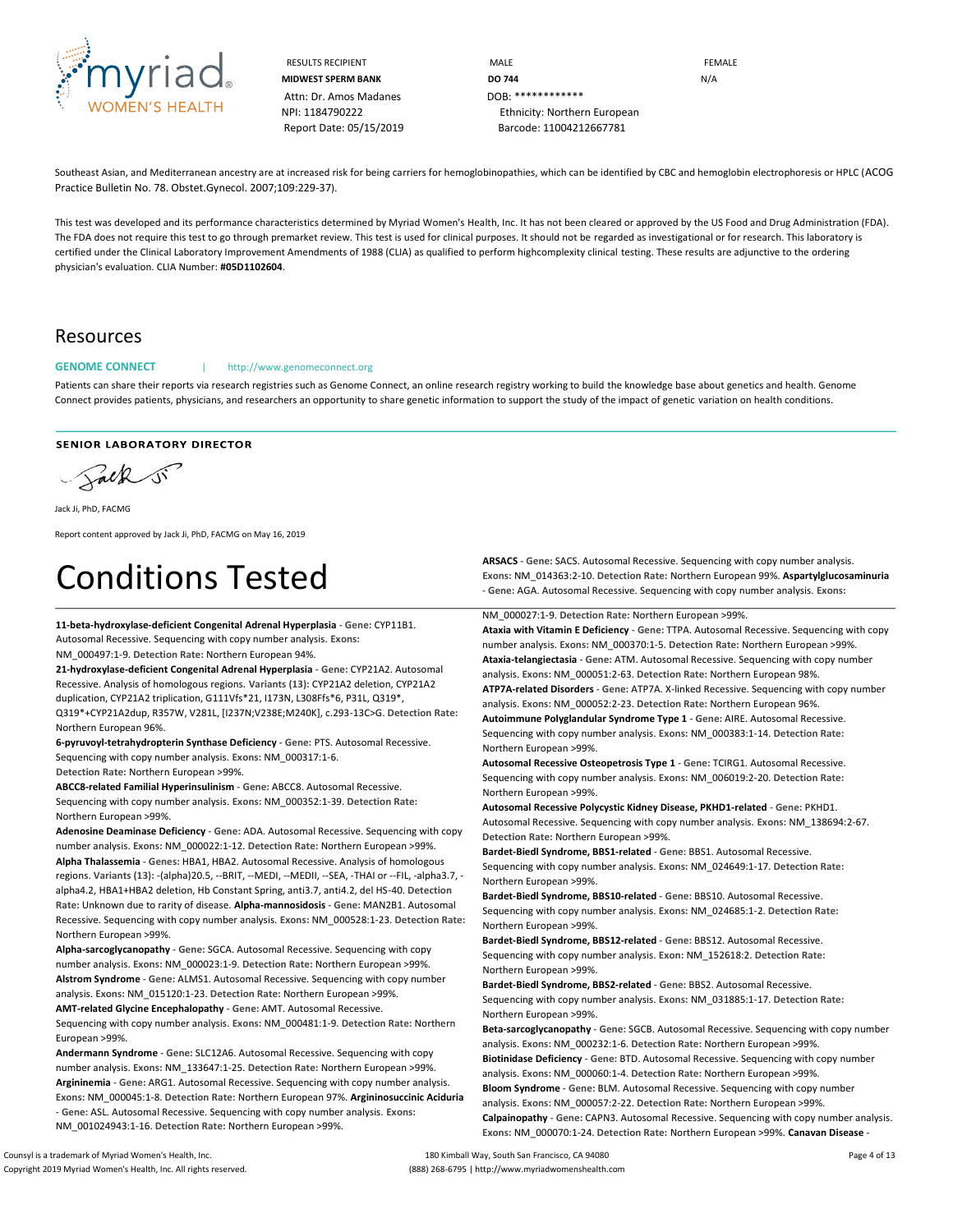RESULTS RECIPIENT
**MIDWEST SPERM BANK**
Attn: Dr. Amos Madanes
NPI: 1184790222
Report Date: 05/15/2019

MALE
**DO 744**
DOB: ************
Ethnicity: Northern European
Barcode: 11004212667781

FEMALE
N/A

Southeast Asian, and Mediterranean ancestry are at increased risk for being carriers for hemoglobinopathies, which can be identified by CBC and hemoglobin electrophoresis or HPLC (ACOG Practice Bulletin No. 78. Obstet.Gynecol. 2007;109:229-37).

This test was developed and its performance characteristics determined by Myriad Women's Health, Inc. It has not been cleared or approved by the US Food and Drug Administration (FDA). The FDA does not require this test to go through premarket review. This test is used for clinical purposes. It should not be regarded as investigational or for research. This laboratory is certified under the Clinical Laboratory Improvement Amendments of 1988 (CLIA) as qualified to perform highcomplexity clinical testing. These results are adjunctive to the ordering physician's evaluation. CLIA Number: **#05D1102604**.

## Resources

**GENOME CONNECT** | http://www.genomeconnect.org

Patients can share their reports via research registries such as Genome Connect, an online research registry working to build the knowledge base about genetics and health. Genome Connect provides patients, physicians, and researchers an opportunity to share genetic information to support the study of the impact of genetic variation on health conditions.

**SENIOR LABORATORY DIRECTOR**

Jack Ji, PhD, FACMG

Report content approved by Jack Ji, PhD, FACMG on May 16, 2019

# Conditions Tested

**11-beta-hydroxylase-deficient Congenital Adrenal Hyperplasia** - **Gene:** CYP11B1. Autosomal Recessive. Sequencing with copy number analysis. **Exons:** NM_000497:1-9. **Detection Rate:** Northern European 94%.

**21-hydroxylase-deficient Congenital Adrenal Hyperplasia** - **Gene:** CYP21A2. Autosomal Recessive. Analysis of homologous regions. **Variants (13):** CYP21A2 deletion, CYP21A2 duplication, CYP21A2 triplication, G111Vfs*21, I173N, L308Ffs*6, P31L, Q319*, Q319*+CYP21A2dup, R357W, V281L, [I237N;V238E;M240K], c.293-13C>G. **Detection Rate:** Northern European 96%.

**6-pyruvoyl-tetrahydropterin Synthase Deficiency** - **Gene:** PTS. Autosomal Recessive. Sequencing with copy number analysis. **Exons:** NM_000317:1-6. **Detection Rate:** Northern European >99%.

**ABCC8-related Familial Hyperinsulinism** - **Gene:** ABCC8. Autosomal Recessive. Sequencing with copy number analysis. **Exons:** NM_000352:1-39. **Detection Rate:** Northern European >99%.

**Adenosine Deaminase Deficiency** - **Gene:** ADA. Autosomal Recessive. Sequencing with copy number analysis. **Exons:** NM_000022:1-12. **Detection Rate:** Northern European >99%.

**Alpha Thalassemia** - **Genes:** HBA1, HBA2. Autosomal Recessive. Analysis of homologous regions. **Variants (13):** -(alpha)20.5, --BRIT, --MEDI, --MEDII, --SEA, -THAI or --FIL, -alpha3.7, -alpha4.2, HBA1+HBA2 deletion, Hb Constant Spring, anti3.7, anti4.2, del HS-40. **Detection Rate:** Unknown due to rarity of disease.

**Alpha-mannosidosis** - **Gene:** MAN2B1. Autosomal Recessive. Sequencing with copy number analysis. **Exons:** NM_000528:1-23. **Detection Rate:** Northern European >99%.

**Alpha-sarcoglycanopathy** - **Gene:** SGCA. Autosomal Recessive. Sequencing with copy number analysis. **Exons:** NM_000023:1-9. **Detection Rate:** Northern European >99%.

**Alstrom Syndrome** - **Gene:** ALMS1. Autosomal Recessive. Sequencing with copy number analysis. **Exons:** NM_015120:1-23. **Detection Rate:** Northern European >99%.

**AMT-related Glycine Encephalopathy** - **Gene:** AMT. Autosomal Recessive. Sequencing with copy number analysis. **Exons:** NM_000481:1-9. **Detection Rate:** Northern European >99%.

**Andermann Syndrome** - **Gene:** SLC12A6. Autosomal Recessive. Sequencing with copy number analysis. **Exons:** NM_133647:1-25. **Detection Rate:** Northern European >99%.

**Argininemia** - **Gene:** ARG1. Autosomal Recessive. Sequencing with copy number analysis. **Exons:** NM_000045:1-8. **Detection Rate:** Northern European 97%.

**Argininosuccinic Aciduria** - **Gene:** ASL. Autosomal Recessive. Sequencing with copy number analysis. **Exons:** NM_001024943:1-16. **Detection Rate:** Northern European >99%.

**ARSACS** - **Gene:** SACS. Autosomal Recessive. Sequencing with copy number analysis. **Exons:** NM_014363:2-10. **Detection Rate:** Northern European 99%.

**Aspartylglucosaminuria** - **Gene:** AGA. Autosomal Recessive. Sequencing with copy number analysis. **Exons:** NM_000027:1-9. **Detection Rate:** Northern European >99%.

**Ataxia with Vitamin E Deficiency** - **Gene:** TTPA. Autosomal Recessive. Sequencing with copy number analysis. **Exons:** NM_000370:1-5. **Detection Rate:** Northern European >99%.

**Ataxia-telangiectasia** - **Gene:** ATM. Autosomal Recessive. Sequencing with copy number analysis. **Exons:** NM_000051:2-63. **Detection Rate:** Northern European 98%.

**ATP7A-related Disorders** - **Gene:** ATP7A. X-linked Recessive. Sequencing with copy number analysis. **Exons:** NM_000052:2-23. **Detection Rate:** Northern European 96%.

**Autoimmune Polyglandular Syndrome Type 1** - **Gene:** AIRE. Autosomal Recessive. Sequencing with copy number analysis. **Exons:** NM_000383:1-14. **Detection Rate:** Northern European >99%.

**Autosomal Recessive Osteopetrosis Type 1** - **Gene:** TCIRG1. Autosomal Recessive. Sequencing with copy number analysis. **Exons:** NM_006019:2-20. **Detection Rate:** Northern European >99%.

**Autosomal Recessive Polycystic Kidney Disease, PKHD1-related** - **Gene:** PKHD1. Autosomal Recessive. Sequencing with copy number analysis. **Exons:** NM_138694:2-67. **Detection Rate:** Northern European >99%.

**Bardet-Biedl Syndrome, BBS1-related** - **Gene:** BBS1. Autosomal Recessive. Sequencing with copy number analysis. **Exons:** NM_024649:1-17. **Detection Rate:** Northern European >99%.

**Bardet-Biedl Syndrome, BBS10-related** - **Gene:** BBS10. Autosomal Recessive. Sequencing with copy number analysis. **Exons:** NM_024685:1-2. **Detection Rate:** Northern European >99%.

**Bardet-Biedl Syndrome, BBS12-related** - **Gene:** BBS12. Autosomal Recessive. Sequencing with copy number analysis. **Exon:** NM_152618:2. **Detection Rate:** Northern European >99%.

**Bardet-Biedl Syndrome, BBS2-related** - **Gene:** BBS2. Autosomal Recessive. Sequencing with copy number analysis. **Exons:** NM_031885:1-17. **Detection Rate:** Northern European >99%.

**Beta-sarcoglycanopathy** - **Gene:** SGCB. Autosomal Recessive. Sequencing with copy number analysis. **Exons:** NM_000232:1-6. **Detection Rate:** Northern European >99%.

**Biotinidase Deficiency** - **Gene:** BTD. Autosomal Recessive. Sequencing with copy number analysis. **Exons:** NM_000060:1-4. **Detection Rate:** Northern European >99%.

**Bloom Syndrome** - **Gene:** BLM. Autosomal Recessive. Sequencing with copy number analysis. **Exons:** NM_000057:2-22. **Detection Rate:** Northern European >99%.

**Calpainopathy** - **Gene:** CAPN3. Autosomal Recessive. Sequencing with copy number analysis. **Exons:** NM_000070:1-24. **Detection Rate:** Northern European >99%.

**Canavan Disease** -

Counsyl is a trademark of Myriad Women's Health, Inc.
Copyright 2019 Myriad Women's Health, Inc. All rights reserved.
180 Kimball Way, South San Francisco, CA 94080
(888) 268-6795 | http://www.myriadwomenshealth.com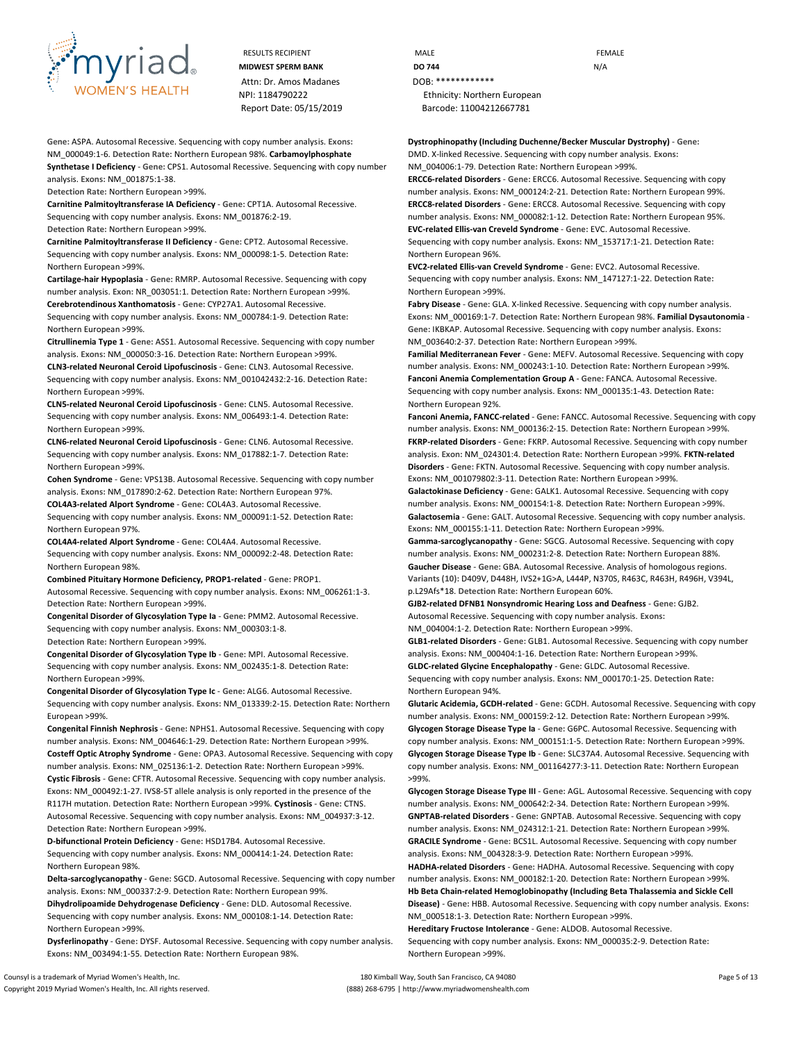RESULTS RECIPIENT
**MIDWEST SPERM BANK**
Attn: Dr. Amos Madanes
NPI: 1184790222
Report Date: 05/15/2019

MALE
**DO 744**
DOB: ************
Ethnicity: Northern European
Barcode: 11004212667781

FEMALE
N/A

**Gene:** ASPA. Autosomal Recessive. Sequencing with copy number analysis. **Exons:** NM_000049:1-6. **Detection Rate:** Northern European 98%. **Carbamoylphosphate Synthetase I Deficiency** - **Gene:** CPS1. Autosomal Recessive. Sequencing with copy number analysis. **Exons:** NM_001875:1-38. **Detection Rate:** Northern European >99%.

**Carnitine Palmitoyltransferase IA Deficiency** - **Gene:** CPT1A. Autosomal Recessive. Sequencing with copy number analysis. **Exons:** NM_001876:2-19. **Detection Rate:** Northern European >99%.

**Carnitine Palmitoyltransferase II Deficiency** - **Gene:** CPT2. Autosomal Recessive. Sequencing with copy number analysis. **Exons:** NM_000098:1-5. **Detection Rate:** Northern European >99%.

**Cartilage-hair Hypoplasia** - **Gene:** RMRP. Autosomal Recessive. Sequencing with copy number analysis. **Exon:** NR_003051:1. **Detection Rate:** Northern European >99%.

**Cerebrotendinous Xanthomatosis** - **Gene:** CYP27A1. Autosomal Recessive. Sequencing with copy number analysis. **Exons:** NM_000784:1-9. **Detection Rate:** Northern European >99%.

**Citrullinemia Type 1** - **Gene:** ASS1. Autosomal Recessive. Sequencing with copy number analysis. **Exons:** NM_000050:3-16. **Detection Rate:** Northern European >99%.

**CLN3-related Neuronal Ceroid Lipofuscinosis** - **Gene:** CLN3. Autosomal Recessive. Sequencing with copy number analysis. **Exons:** NM_001042432:2-16. **Detection Rate:** Northern European >99%.

**CLN5-related Neuronal Ceroid Lipofuscinosis** - **Gene:** CLN5. Autosomal Recessive. Sequencing with copy number analysis. **Exons:** NM_006493:1-4. **Detection Rate:** Northern European >99%.

**CLN6-related Neuronal Ceroid Lipofuscinosis** - **Gene:** CLN6. Autosomal Recessive. Sequencing with copy number analysis. **Exons:** NM_017882:1-7. **Detection Rate:** Northern European >99%.

**Cohen Syndrome** - **Gene:** VPS13B. Autosomal Recessive. Sequencing with copy number analysis. **Exons:** NM_017890:2-62. **Detection Rate:** Northern European 97%.

**COL4A3-related Alport Syndrome** - **Gene:** COL4A3. Autosomal Recessive. Sequencing with copy number analysis. **Exons:** NM_000091:1-52. **Detection Rate:** Northern European 97%.

**COL4A4-related Alport Syndrome** - **Gene:** COL4A4. Autosomal Recessive. Sequencing with copy number analysis. **Exons:** NM_000092:2-48. **Detection Rate:** Northern European 98%.

**Combined Pituitary Hormone Deficiency, PROP1-related** - **Gene:** PROP1. Autosomal Recessive. Sequencing with copy number analysis. **Exons:** NM_006261:1-3. **Detection Rate:** Northern European >99%.

**Congenital Disorder of Glycosylation Type Ia** - **Gene:** PMM2. Autosomal Recessive. Sequencing with copy number analysis. **Exons:** NM_000303:1-8. **Detection Rate:** Northern European >99%.

**Congenital Disorder of Glycosylation Type Ib** - **Gene:** MPI. Autosomal Recessive. Sequencing with copy number analysis. **Exons:** NM_002435:1-8. **Detection Rate:** Northern European >99%.

**Congenital Disorder of Glycosylation Type Ic** - **Gene:** ALG6. Autosomal Recessive. Sequencing with copy number analysis. **Exons:** NM_013339:2-15. **Detection Rate:** Northern European >99%.

**Congenital Finnish Nephrosis** - **Gene:** NPHS1. Autosomal Recessive. Sequencing with copy number analysis. **Exons:** NM_004646:1-29. **Detection Rate:** Northern European >99%.

**Costeff Optic Atrophy Syndrome** - **Gene:** OPA3. Autosomal Recessive. Sequencing with copy number analysis. **Exons:** NM_025136:1-2. **Detection Rate:** Northern European >99%.

**Cystic Fibrosis** - **Gene:** CFTR. Autosomal Recessive. Sequencing with copy number analysis. **Exons:** NM_000492:1-27. IVS8-5T allele analysis is only reported in the presence of the R117H mutation. **Detection Rate:** Northern European >99%. **Cystinosis** - **Gene:** CTNS. Autosomal Recessive. Sequencing with copy number analysis. **Exons:** NM_004937:3-12. **Detection Rate:** Northern European >99%.

**D-bifunctional Protein Deficiency** - **Gene:** HSD17B4. Autosomal Recessive. Sequencing with copy number analysis. **Exons:** NM_000414:1-24. **Detection Rate:** Northern European 98%.

**Delta-sarcoglycanopathy** - **Gene:** SGCD. Autosomal Recessive. Sequencing with copy number analysis. **Exons:** NM_000337:2-9. **Detection Rate:** Northern European 99%.

**Dihydrolipoamide Dehydrogenase Deficiency** - **Gene:** DLD. Autosomal Recessive. Sequencing with copy number analysis. **Exons:** NM_000108:1-14. **Detection Rate:** Northern European >99%.

**Dysferlinopathy** - **Gene:** DYSF. Autosomal Recessive. Sequencing with copy number analysis. **Exons:** NM_003494:1-55. **Detection Rate:** Northern European 98%.

**Dystrophinopathy (Including Duchenne/Becker Muscular Dystrophy)** - **Gene:** DMD. X-linked Recessive. Sequencing with copy number analysis. **Exons:** NM_004006:1-79. **Detection Rate:** Northern European >99%.

**ERCC6-related Disorders** - **Gene:** ERCC6. Autosomal Recessive. Sequencing with copy number analysis. **Exons:** NM_000124:2-21. **Detection Rate:** Northern European 99%.

**ERCC8-related Disorders** - **Gene:** ERCC8. Autosomal Recessive. Sequencing with copy number analysis. **Exons:** NM_000082:1-12. **Detection Rate:** Northern European 95%.

**EVC-related Ellis-van Creveld Syndrome** - **Gene:** EVC. Autosomal Recessive. Sequencing with copy number analysis. **Exons:** NM_153717:1-21. **Detection Rate:** Northern European 96%.

**EVC2-related Ellis-van Creveld Syndrome** - **Gene:** EVC2. Autosomal Recessive. Sequencing with copy number analysis. **Exons:** NM_147127:1-22. **Detection Rate:** Northern European >99%.

**Fabry Disease** - **Gene:** GLA. X-linked Recessive. Sequencing with copy number analysis. **Exons:** NM_000169:1-7. **Detection Rate:** Northern European 98%. **Familial Dysautonomia** - **Gene:** IKBKAP. Autosomal Recessive. Sequencing with copy number analysis. **Exons:** NM_003640:2-37. **Detection Rate:** Northern European >99%.

**Familial Mediterranean Fever** - **Gene:** MEFV. Autosomal Recessive. Sequencing with copy number analysis. **Exons:** NM_000243:1-10. **Detection Rate:** Northern European >99%.

**Fanconi Anemia Complementation Group A** - **Gene:** FANCA. Autosomal Recessive. Sequencing with copy number analysis. **Exons:** NM_000135:1-43. **Detection Rate:** Northern European 92%.

**Fanconi Anemia, FANCC-related** - **Gene:** FANCC. Autosomal Recessive. Sequencing with copy number analysis. **Exons:** NM_000136:2-15. **Detection Rate:** Northern European >99%.

**FKRP-related Disorders** - **Gene:** FKRP. Autosomal Recessive. Sequencing with copy number analysis. **Exon:** NM_024301:4. **Detection Rate:** Northern European >99%. **FKTN-related Disorders** - **Gene:** FKTN. Autosomal Recessive. Sequencing with copy number analysis. **Exons:** NM_001079802:3-11. **Detection Rate:** Northern European >99%.

**Galactokinase Deficiency** - **Gene:** GALK1. Autosomal Recessive. Sequencing with copy number analysis. **Exons:** NM_000154:1-8. **Detection Rate:** Northern European >99%.

**Galactosemia** - **Gene:** GALT. Autosomal Recessive. Sequencing with copy number analysis. **Exons:** NM_000155:1-11. **Detection Rate:** Northern European >99%.

**Gamma-sarcoglycanopathy** - **Gene:** SGCG. Autosomal Recessive. Sequencing with copy number analysis. **Exons:** NM_000231:2-8. **Detection Rate:** Northern European 88%.

**Gaucher Disease** - **Gene:** GBA. Autosomal Recessive. Analysis of homologous regions. **Variants (10):** D409V, D448H, IVS2+1G>A, L444P, N370S, R463C, R463H, R496H, V394L, p.L29Afs*18. **Detection Rate:** Northern European 60%.

**GJB2-related DFNB1 Nonsyndromic Hearing Loss and Deafness** - **Gene:** GJB2. Autosomal Recessive. Sequencing with copy number analysis. **Exons:** NM_004004:1-2. **Detection Rate:** Northern European >99%.

**GLB1-related Disorders** - **Gene:** GLB1. Autosomal Recessive. Sequencing with copy number analysis. **Exons:** NM_000404:1-16. **Detection Rate:** Northern European >99%.

**GLDC-related Glycine Encephalopathy** - **Gene:** GLDC. Autosomal Recessive. Sequencing with copy number analysis. **Exons:** NM_000170:1-25. **Detection Rate:** Northern European 94%.

**Glutaric Acidemia, GCDH-related** - **Gene:** GCDH. Autosomal Recessive. Sequencing with copy number analysis. **Exons:** NM_000159:2-12. **Detection Rate:** Northern European >99%.

**Glycogen Storage Disease Type Ia** - **Gene:** G6PC. Autosomal Recessive. Sequencing with copy number analysis. **Exons:** NM_000151:1-5. **Detection Rate:** Northern European >99%.

**Glycogen Storage Disease Type Ib** - **Gene:** SLC37A4. Autosomal Recessive. Sequencing with copy number analysis. **Exons:** NM_001164277:3-11. **Detection Rate:** Northern European >99%.

**Glycogen Storage Disease Type III** - **Gene:** AGL. Autosomal Recessive. Sequencing with copy number analysis. **Exons:** NM_000642:2-34. **Detection Rate:** Northern European >99%.

**GNPTAB-related Disorders** - **Gene:** GNPTAB. Autosomal Recessive. Sequencing with copy number analysis. **Exons:** NM_024312:1-21. **Detection Rate:** Northern European >99%.

**GRACILE Syndrome** - **Gene:** BCS1L. Autosomal Recessive. Sequencing with copy number analysis. **Exons:** NM_004328:3-9. **Detection Rate:** Northern European >99%.

**HADHA-related Disorders** - **Gene:** HADHA. Autosomal Recessive. Sequencing with copy number analysis. **Exons:** NM_000182:1-20. **Detection Rate:** Northern European >99%.

**Hb Beta Chain-related Hemoglobinopathy (Including Beta Thalassemia and Sickle Cell Disease)** - **Gene:** HBB. Autosomal Recessive. Sequencing with copy number analysis. **Exons:** NM_000518:1-3. **Detection Rate:** Northern European >99%.

**Hereditary Fructose Intolerance** - **Gene:** ALDOB. Autosomal Recessive. Sequencing with copy number analysis. **Exons:** NM_000035:2-9. **Detection Rate:** Northern European >99%.

Counsyl is a trademark of Myriad Women's Health, Inc.
Copyright 2019 Myriad Women's Health, Inc. All rights reserved.
180 Kimball Way, South San Francisco, CA 94080
(888) 268-6795 | http://www.myriadwomenshealth.com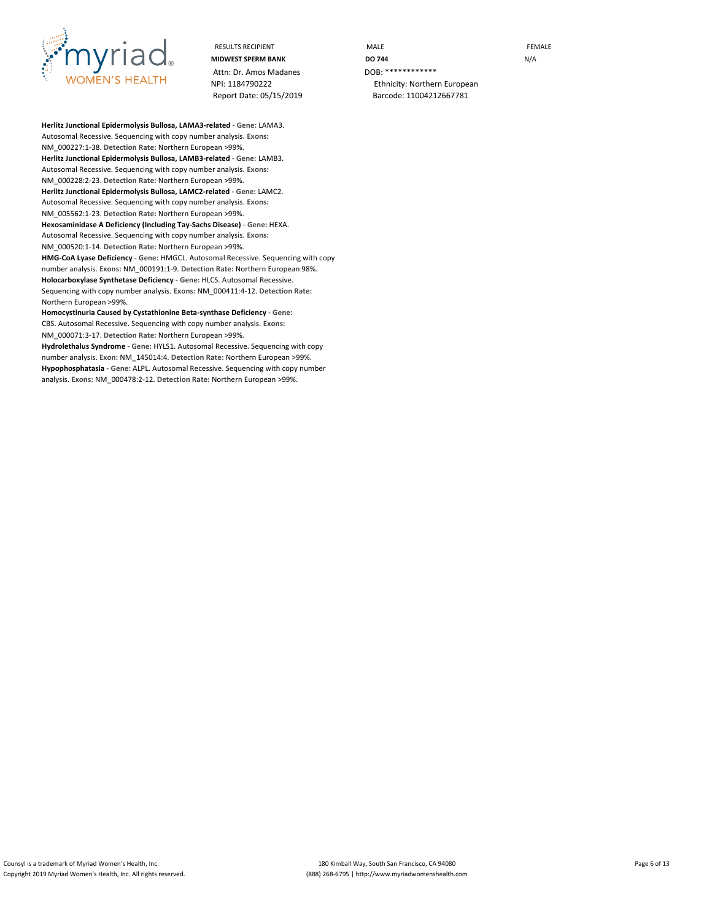RESULTS RECIPIENT
**MIDWEST SPERM BANK**
Attn: Dr. Amos Madanes
NPI: 1184790222
Report Date: 05/15/2019

MALE
**DO 744**
DOB: ************
Ethnicity: Northern European
Barcode: 11004212667781

FEMALE
N/A

**Herlitz Junctional Epidermolysis Bullosa, LAMA3-related** - **Gene:** LAMA3. Autosomal Recessive. Sequencing with copy number analysis. **Exons:** NM_000227:1-38. **Detection Rate:** Northern European >99%.

**Herlitz Junctional Epidermolysis Bullosa, LAMB3-related** - **Gene:** LAMB3. Autosomal Recessive. Sequencing with copy number analysis. **Exons:** NM_000228:2-23. **Detection Rate:** Northern European >99%.

**Herlitz Junctional Epidermolysis Bullosa, LAMC2-related** - **Gene:** LAMC2. Autosomal Recessive. Sequencing with copy number analysis. **Exons:** NM_005562:1-23. **Detection Rate:** Northern European >99%.

**Hexosaminidase A Deficiency (Including Tay-Sachs Disease)** - **Gene:** HEXA. Autosomal Recessive. Sequencing with copy number analysis. **Exons:** NM_000520:1-14. **Detection Rate:** Northern European >99%.

**HMG-CoA Lyase Deficiency** - **Gene:** HMGCL. Autosomal Recessive. Sequencing with copy number analysis. **Exons:** NM_000191:1-9. **Detection Rate:** Northern European 98%.

**Holocarboxylase Synthetase Deficiency** - **Gene:** HLCS. Autosomal Recessive. Sequencing with copy number analysis. **Exons:** NM_000411:4-12. **Detection Rate:** Northern European >99%.

**Homocystinuria Caused by Cystathionine Beta-synthase Deficiency** - **Gene:** CBS. Autosomal Recessive. Sequencing with copy number analysis. **Exons:** NM_000071:3-17. **Detection Rate:** Northern European >99%.

**Hydrolethalus Syndrome** - **Gene:** HYLS1. Autosomal Recessive. Sequencing with copy number analysis. **Exon:** NM_145014:4. **Detection Rate:** Northern European >99%.

**Hypophosphatasia** - **Gene:** ALPL. Autosomal Recessive. Sequencing with copy number analysis. **Exons:** NM_000478:2-12. **Detection Rate:** Northern European >99%.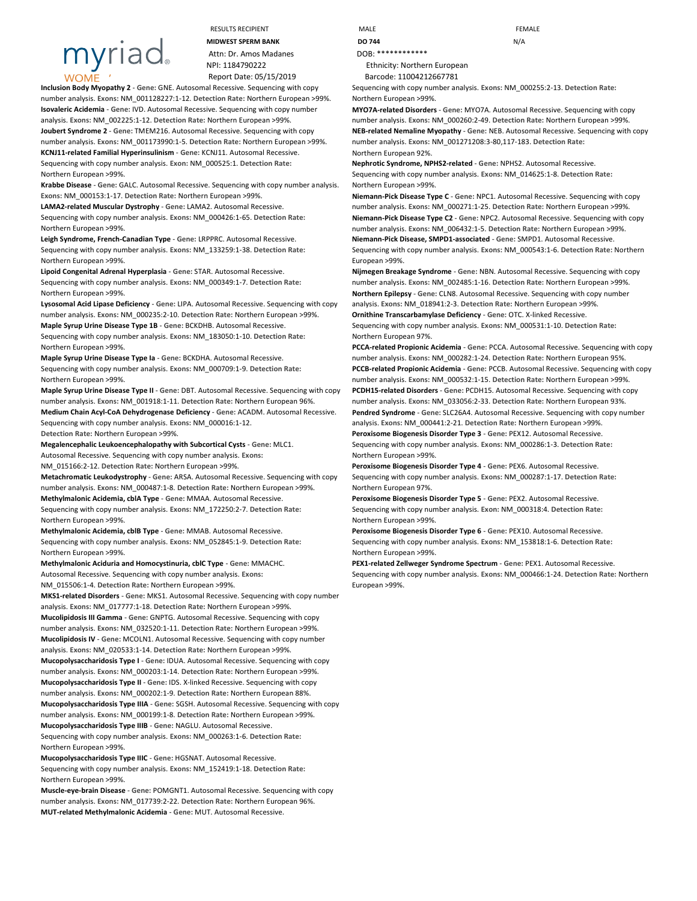myriad WOMEN'S HEALTH

RESULTS RECIPIENT | MALE | FEMALE
---|---|---
**MIDWEST SPERM BANK** | **DO 744** | N/A
Attn: Dr. Amos Madanes | DOB: ************ |
NPI: 1184790222 | Ethnicity: Northern European |
Report Date: 05/15/2019 | Barcode: 11004212667781 |

**Inclusion Body Myopathy 2** - **Gene:** GNE. Autosomal Recessive. Sequencing with copy number analysis. **Exons:** NM_001128227:1-12. **Detection Rate:** Northern European >99%.

**Isovaleric Acidemia** - **Gene:** IVD. Autosomal Recessive. Sequencing with copy number analysis. **Exons:** NM_002225:1-12. **Detection Rate:** Northern European >99%.

**Joubert Syndrome 2** - **Gene:** TMEM216. Autosomal Recessive. Sequencing with copy number analysis. **Exons:** NM_001173990:1-5. **Detection Rate:** Northern European >99%.

**KCNJ11-related Familial Hyperinsulinism** - **Gene:** KCNJ11. Autosomal Recessive. Sequencing with copy number analysis. **Exon:** NM_000525:1. **Detection Rate:** Northern European >99%.

**Krabbe Disease** - **Gene:** GALC. Autosomal Recessive. Sequencing with copy number analysis. **Exons:** NM_000153:1-17. **Detection Rate:** Northern European >99%.

**LAMA2-related Muscular Dystrophy** - **Gene:** LAMA2. Autosomal Recessive. Sequencing with copy number analysis. **Exons:** NM_000426:1-65. **Detection Rate:** Northern European >99%.

**Leigh Syndrome, French-Canadian Type** - **Gene:** LRPPRC. Autosomal Recessive. Sequencing with copy number analysis. **Exons:** NM_133259:1-38. **Detection Rate:** Northern European >99%.

**Lipoid Congenital Adrenal Hyperplasia** - **Gene:** STAR. Autosomal Recessive. Sequencing with copy number analysis. **Exons:** NM_000349:1-7. **Detection Rate:** Northern European >99%.

**Lysosomal Acid Lipase Deficiency** - **Gene:** LIPA. Autosomal Recessive. Sequencing with copy number analysis. **Exons:** NM_000235:2-10. **Detection Rate:** Northern European >99%.

**Maple Syrup Urine Disease Type 1B** - **Gene:** BCKDHB. Autosomal Recessive. Sequencing with copy number analysis. **Exons:** NM_183050:1-10. **Detection Rate:** Northern European >99%.

**Maple Syrup Urine Disease Type Ia** - **Gene:** BCKDHA. Autosomal Recessive. Sequencing with copy number analysis. **Exons:** NM_000709:1-9. **Detection Rate:** Northern European >99%.

**Maple Syrup Urine Disease Type II** - **Gene:** DBT. Autosomal Recessive. Sequencing with copy number analysis. **Exons:** NM_001918:1-11. **Detection Rate:** Northern European 96%.

**Medium Chain Acyl-CoA Dehydrogenase Deficiency** - **Gene:** ACADM. Autosomal Recessive. Sequencing with copy number analysis. **Exons:** NM_000016:1-12. **Detection Rate:** Northern European >99%.

**Megalencephalic Leukoencephalopathy with Subcortical Cysts** - **Gene:** MLC1. Autosomal Recessive. Sequencing with copy number analysis. **Exons:** NM_015166:2-12. **Detection Rate:** Northern European >99%.

**Metachromatic Leukodystrophy** - **Gene:** ARSA. Autosomal Recessive. Sequencing with copy number analysis. **Exons:** NM_000487:1-8. **Detection Rate:** Northern European >99%.

**Methylmalonic Acidemia, cblA Type** - **Gene:** MMAA. Autosomal Recessive. Sequencing with copy number analysis. **Exons:** NM_172250:2-7. **Detection Rate:** Northern European >99%.

**Methylmalonic Acidemia, cblB Type** - **Gene:** MMAB. Autosomal Recessive. Sequencing with copy number analysis. **Exons:** NM_052845:1-9. **Detection Rate:** Northern European >99%.

**Methylmalonic Aciduria and Homocystinuria, cblC Type** - **Gene:** MMACHC. Autosomal Recessive. Sequencing with copy number analysis. **Exons:** NM_015506:1-4. **Detection Rate:** Northern European >99%.

**MKS1-related Disorders** - **Gene:** MKS1. Autosomal Recessive. Sequencing with copy number analysis. **Exons:** NM_017777:1-18. **Detection Rate:** Northern European >99%.

**Mucolipidosis III Gamma** - **Gene:** GNPTG. Autosomal Recessive. Sequencing with copy number analysis. **Exons:** NM_032520:1-11. **Detection Rate:** Northern European >99%.

**Mucolipidosis IV** - **Gene:** MCOLN1. Autosomal Recessive. Sequencing with copy number analysis. **Exons:** NM_020533:1-14. **Detection Rate:** Northern European >99%.

**Mucopolysaccharidosis Type I** - **Gene:** IDUA. Autosomal Recessive. Sequencing with copy number analysis. **Exons:** NM_000203:1-14. **Detection Rate:** Northern European >99%.

**Mucopolysaccharidosis Type II** - **Gene:** IDS. X-linked Recessive. Sequencing with copy number analysis. **Exons:** NM_000202:1-9. **Detection Rate:** Northern European 88%.

**Mucopolysaccharidosis Type IIIA** - **Gene:** SGSH. Autosomal Recessive. Sequencing with copy number analysis. **Exons:** NM_000199:1-8. **Detection Rate:** Northern European >99%.

**Mucopolysaccharidosis Type IIIB** - **Gene:** NAGLU. Autosomal Recessive. Sequencing with copy number analysis. **Exons:** NM_000263:1-6. **Detection Rate:** Northern European >99%.

**Mucopolysaccharidosis Type IIIC** - **Gene:** HGSNAT. Autosomal Recessive. Sequencing with copy number analysis. **Exons:** NM_152419:1-18. **Detection Rate:** Northern European >99%.

**Muscle-eye-brain Disease** - **Gene:** POMGNT1. Autosomal Recessive. Sequencing with copy number analysis. **Exons:** NM_017739:2-22. **Detection Rate:** Northern European 96%.

**MUT-related Methylmalonic Acidemia** - **Gene:** MUT. Autosomal Recessive. Sequencing with copy number analysis. **Exons:** NM_000255:2-13. **Detection Rate:** Northern European >99%.

**MYO7A-related Disorders** - **Gene:** MYO7A. Autosomal Recessive. Sequencing with copy number analysis. **Exons:** NM_000260:2-49. **Detection Rate:** Northern European >99%.

**NEB-related Nemaline Myopathy** - **Gene:** NEB. Autosomal Recessive. Sequencing with copy number analysis. **Exons:** NM_001271208:3-80,117-183. **Detection Rate:** Northern European 92%.

**Nephrotic Syndrome, NPHS2-related** - **Gene:** NPHS2. Autosomal Recessive. Sequencing with copy number analysis. **Exons:** NM_014625:1-8. **Detection Rate:** Northern European >99%.

**Niemann-Pick Disease Type C** - **Gene:** NPC1. Autosomal Recessive. Sequencing with copy number analysis. **Exons:** NM_000271:1-25. **Detection Rate:** Northern European >99%.

**Niemann-Pick Disease Type C2** - **Gene:** NPC2. Autosomal Recessive. Sequencing with copy number analysis. **Exons:** NM_006432:1-5. **Detection Rate:** Northern European >99%.

**Niemann-Pick Disease, SMPD1-associated** - **Gene:** SMPD1. Autosomal Recessive. Sequencing with copy number analysis. **Exons:** NM_000543:1-6. **Detection Rate:** Northern European >99%.

**Nijmegen Breakage Syndrome** - **Gene:** NBN. Autosomal Recessive. Sequencing with copy number analysis. **Exons:** NM_002485:1-16. **Detection Rate:** Northern European >99%.

**Northern Epilepsy** - **Gene:** CLN8. Autosomal Recessive. Sequencing with copy number analysis. **Exons:** NM_018941:2-3. **Detection Rate:** Northern European >99%.

**Ornithine Transcarbamylase Deficiency** - **Gene:** OTC. X-linked Recessive. Sequencing with copy number analysis. **Exons:** NM_000531:1-10. **Detection Rate:** Northern European 97%.

**PCCA-related Propionic Acidemia** - **Gene:** PCCA. Autosomal Recessive. Sequencing with copy number analysis. **Exons:** NM_000282:1-24. **Detection Rate:** Northern European 95%.

**PCCB-related Propionic Acidemia** - **Gene:** PCCB. Autosomal Recessive. Sequencing with copy number analysis. **Exons:** NM_000532:1-15. **Detection Rate:** Northern European >99%.

**PCDH15-related Disorders** - **Gene:** PCDH15. Autosomal Recessive. Sequencing with copy number analysis. **Exons:** NM_033056:2-33. **Detection Rate:** Northern European 93%.

**Pendred Syndrome** - **Gene:** SLC26A4. Autosomal Recessive. Sequencing with copy number analysis. **Exons:** NM_000441:2-21. **Detection Rate:** Northern European >99%.

**Peroxisome Biogenesis Disorder Type 3** - **Gene:** PEX12. Autosomal Recessive. Sequencing with copy number analysis. **Exons:** NM_000286:1-3. **Detection Rate:** Northern European >99%.

**Peroxisome Biogenesis Disorder Type 4** - **Gene:** PEX6. Autosomal Recessive. Sequencing with copy number analysis. **Exons:** NM_000287:1-17. **Detection Rate:** Northern European 97%.

**Peroxisome Biogenesis Disorder Type 5** - **Gene:** PEX2. Autosomal Recessive. Sequencing with copy number analysis. **Exon:** NM_000318:4. **Detection Rate:** Northern European >99%.

**Peroxisome Biogenesis Disorder Type 6** - **Gene:** PEX10. Autosomal Recessive. Sequencing with copy number analysis. **Exons:** NM_153818:1-6. **Detection Rate:** Northern European >99%.

**PEX1-related Zellweger Syndrome Spectrum** - **Gene:** PEX1. Autosomal Recessive. Sequencing with copy number analysis. **Exons:** NM_000466:1-24. **Detection Rate:** Northern European >99%.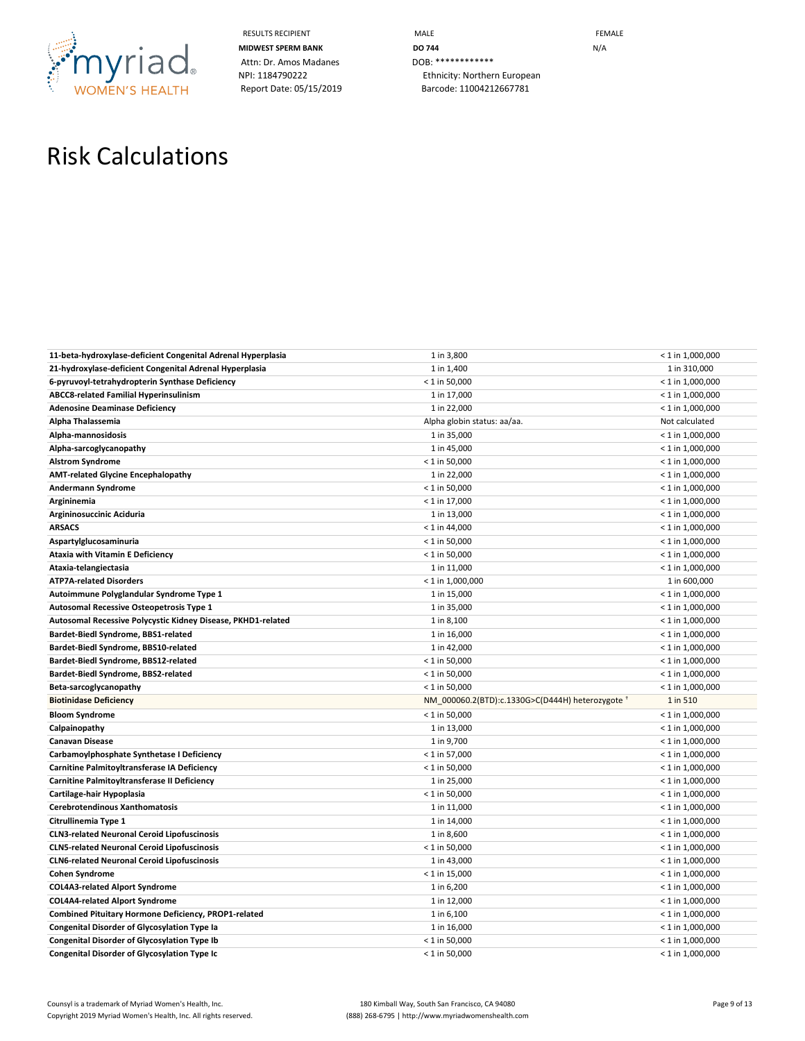| RESULTS RECIPIENT | MALE | FEMALE |
|---|---|---|
| **MIDWEST SPERM BANK** | **DO 744** | N/A |
| Attn: Dr. Amos Madanes | DOB: ************ | |
| NPI: 1184790222 | Ethnicity: Northern European | |
| Report Date: 05/15/2019 | Barcode: 11004212667781 | |

# Risk Calculations

| | | |
|---|---|---|
| **11-beta-hydroxylase-deficient Congenital Adrenal Hyperplasia** | 1 in 3,800 | < 1 in 1,000,000 |
| **21-hydroxylase-deficient Congenital Adrenal Hyperplasia** | 1 in 1,400 | 1 in 310,000 |
| **6-pyruvoyl-tetrahydropterin Synthase Deficiency** | < 1 in 50,000 | < 1 in 1,000,000 |
| **ABCC8-related Familial Hyperinsulinism** | 1 in 17,000 | < 1 in 1,000,000 |
| **Adenosine Deaminase Deficiency** | 1 in 22,000 | < 1 in 1,000,000 |
| **Alpha Thalassemia** | Alpha globin status: aa/aa. | Not calculated |
| **Alpha-mannosidosis** | 1 in 35,000 | < 1 in 1,000,000 |
| **Alpha-sarcoglycanopathy** | 1 in 45,000 | < 1 in 1,000,000 |
| **Alstrom Syndrome** | < 1 in 50,000 | < 1 in 1,000,000 |
| **AMT-related Glycine Encephalopathy** | 1 in 22,000 | < 1 in 1,000,000 |
| **Andermann Syndrome** | < 1 in 50,000 | < 1 in 1,000,000 |
| **Argininemia** | < 1 in 17,000 | < 1 in 1,000,000 |
| **Argininosuccinic Aciduria** | 1 in 13,000 | < 1 in 1,000,000 |
| **ARSACS** | < 1 in 44,000 | < 1 in 1,000,000 |
| **Aspartylglucosaminuria** | < 1 in 50,000 | < 1 in 1,000,000 |
| **Ataxia with Vitamin E Deficiency** | < 1 in 50,000 | < 1 in 1,000,000 |
| **Ataxia-telangiectasia** | 1 in 11,000 | < 1 in 1,000,000 |
| **ATP7A-related Disorders** | < 1 in 1,000,000 | 1 in 600,000 |
| **Autoimmune Polyglandular Syndrome Type 1** | 1 in 15,000 | < 1 in 1,000,000 |
| **Autosomal Recessive Osteopetrosis Type 1** | 1 in 35,000 | < 1 in 1,000,000 |
| **Autosomal Recessive Polycystic Kidney Disease, PKHD1-related** | 1 in 8,100 | < 1 in 1,000,000 |
| **Bardet-Biedl Syndrome, BBS1-related** | 1 in 16,000 | < 1 in 1,000,000 |
| **Bardet-Biedl Syndrome, BBS10-related** | 1 in 42,000 | < 1 in 1,000,000 |
| **Bardet-Biedl Syndrome, BBS12-related** | < 1 in 50,000 | < 1 in 1,000,000 |
| **Bardet-Biedl Syndrome, BBS2-related** | < 1 in 50,000 | < 1 in 1,000,000 |
| **Beta-sarcoglycanopathy** | < 1 in 50,000 | < 1 in 1,000,000 |
| **Biotinidase Deficiency** | NM_000060.2(BTD):c.1330G>C(D444H) heterozygote † | 1 in 510 |
| **Bloom Syndrome** | < 1 in 50,000 | < 1 in 1,000,000 |
| **Calpainopathy** | 1 in 13,000 | < 1 in 1,000,000 |
| **Canavan Disease** | 1 in 9,700 | < 1 in 1,000,000 |
| **Carbamoylphosphate Synthetase I Deficiency** | < 1 in 57,000 | < 1 in 1,000,000 |
| **Carnitine Palmitoyltransferase IA Deficiency** | < 1 in 50,000 | < 1 in 1,000,000 |
| **Carnitine Palmitoyltransferase II Deficiency** | 1 in 25,000 | < 1 in 1,000,000 |
| **Cartilage-hair Hypoplasia** | < 1 in 50,000 | < 1 in 1,000,000 |
| **Cerebrotendinous Xanthomatosis** | 1 in 11,000 | < 1 in 1,000,000 |
| **Citrullinemia Type 1** | 1 in 14,000 | < 1 in 1,000,000 |
| **CLN3-related Neuronal Ceroid Lipofuscinosis** | 1 in 8,600 | < 1 in 1,000,000 |
| **CLN5-related Neuronal Ceroid Lipofuscinosis** | < 1 in 50,000 | < 1 in 1,000,000 |
| **CLN6-related Neuronal Ceroid Lipofuscinosis** | 1 in 43,000 | < 1 in 1,000,000 |
| **Cohen Syndrome** | < 1 in 15,000 | < 1 in 1,000,000 |
| **COL4A3-related Alport Syndrome** | 1 in 6,200 | < 1 in 1,000,000 |
| **COL4A4-related Alport Syndrome** | 1 in 12,000 | < 1 in 1,000,000 |
| **Combined Pituitary Hormone Deficiency, PROP1-related** | 1 in 6,100 | < 1 in 1,000,000 |
| **Congenital Disorder of Glycosylation Type Ia** | 1 in 16,000 | < 1 in 1,000,000 |
| **Congenital Disorder of Glycosylation Type Ib** | < 1 in 50,000 | < 1 in 1,000,000 |
| **Congenital Disorder of Glycosylation Type Ic** | < 1 in 50,000 | < 1 in 1,000,000 |

Counsyl is a trademark of Myriad Women's Health, Inc.
Copyright 2019 Myriad Women's Health, Inc. All rights reserved.

180 Kimball Way, South San Francisco, CA 94080
(888) 268-6795 | http://www.myriadwomenshealth.com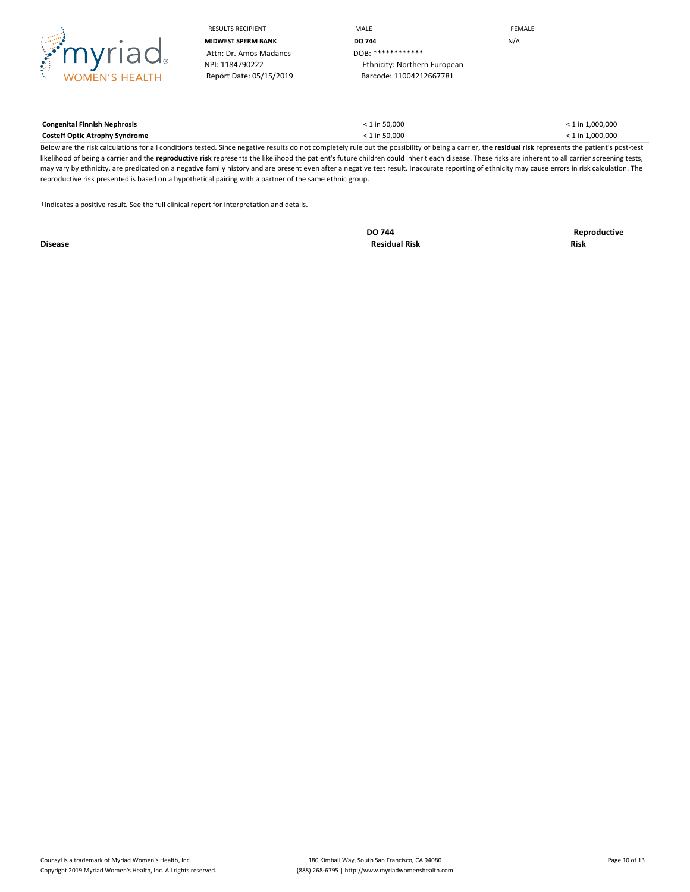| RESULTS RECIPIENT | MALE | FEMALE |
|---|---|---|
| **MIDWEST SPERM BANK** | **DO 744** | N/A |
| Attn: Dr. Amos Madanes | DOB: ************ | |
| NPI: 1184790222 | Ethnicity: Northern European | |
| Report Date: 05/15/2019 | Barcode: 11004212667781 | |

| | | |
|---|---|---|
| **Congenital Finnish Nephrosis** | < 1 in 50,000 | < 1 in 1,000,000 |
| **Costeff Optic Atrophy Syndrome** | < 1 in 50,000 | < 1 in 1,000,000 |

Below are the risk calculations for all conditions tested. Since negative results do not completely rule out the possibility of being a carrier, the **residual risk** represents the patient's post-test likelihood of being a carrier and the **reproductive risk** represents the likelihood the patient's future children could inherit each disease. These risks are inherent to all carrier screening tests, may vary by ethnicity, are predicated on a negative family history and are present even after a negative test result. Inaccurate reporting of ethnicity may cause errors in risk calculation. The reproductive risk presented is based on a hypothetical pairing with a partner of the same ethnic group.

†Indicates a positive result. See the full clinical report for interpretation and details.

| Disease | DO 744 Residual Risk | Reproductive Risk |
|---|---|---|

Counsyl is a trademark of Myriad Women's Health, Inc.
Copyright 2019 Myriad Women's Health, Inc. All rights reserved.

180 Kimball Way, South San Francisco, CA 94080
(888) 268-6795 | http://www.myriadwomenshealth.com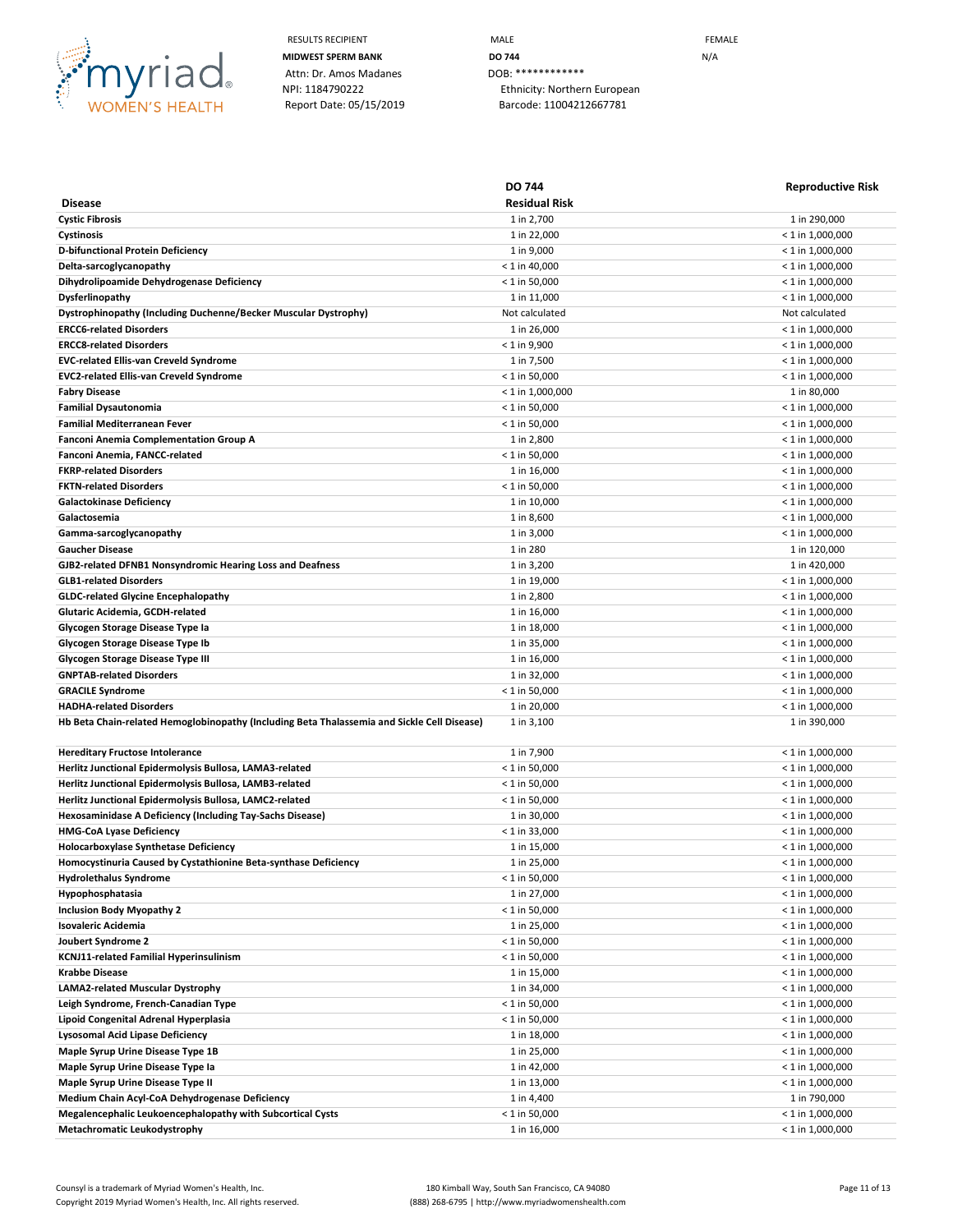RESULTS RECIPIENT
**MIDWEST SPERM BANK**
Attn: Dr. Amos Madanes
NPI: 1184790222
Report Date: 05/15/2019

MALE
**DO 744**
DOB: *************
Ethnicity: Northern European
Barcode: 11004212667781

FEMALE
N/A

| Disease | DO 744 Residual Risk | Reproductive Risk |
|---|---|---|
| **Cystic Fibrosis** | 1 in 2,700 | 1 in 290,000 |
| **Cystinosis** | 1 in 22,000 | < 1 in 1,000,000 |
| **D-bifunctional Protein Deficiency** | 1 in 9,000 | < 1 in 1,000,000 |
| **Delta-sarcoglycanopathy** | < 1 in 40,000 | < 1 in 1,000,000 |
| **Dihydrolipoamide Dehydrogenase Deficiency** | < 1 in 50,000 | < 1 in 1,000,000 |
| **Dysferlinopathy** | 1 in 11,000 | < 1 in 1,000,000 |
| **Dystrophinopathy (Including Duchenne/Becker Muscular Dystrophy)** | Not calculated | Not calculated |
| **ERCC6-related Disorders** | 1 in 26,000 | < 1 in 1,000,000 |
| **ERCC8-related Disorders** | < 1 in 9,900 | < 1 in 1,000,000 |
| **EVC-related Ellis-van Creveld Syndrome** | 1 in 7,500 | < 1 in 1,000,000 |
| **EVC2-related Ellis-van Creveld Syndrome** | < 1 in 50,000 | < 1 in 1,000,000 |
| **Fabry Disease** | < 1 in 1,000,000 | 1 in 80,000 |
| **Familial Dysautonomia** | < 1 in 50,000 | < 1 in 1,000,000 |
| **Familial Mediterranean Fever** | < 1 in 50,000 | < 1 in 1,000,000 |
| **Fanconi Anemia Complementation Group A** | 1 in 2,800 | < 1 in 1,000,000 |
| **Fanconi Anemia, FANCC-related** | < 1 in 50,000 | < 1 in 1,000,000 |
| **FKRP-related Disorders** | 1 in 16,000 | < 1 in 1,000,000 |
| **FKTN-related Disorders** | < 1 in 50,000 | < 1 in 1,000,000 |
| **Galactokinase Deficiency** | 1 in 10,000 | < 1 in 1,000,000 |
| **Galactosemia** | 1 in 8,600 | < 1 in 1,000,000 |
| **Gamma-sarcoglycanopathy** | 1 in 3,000 | < 1 in 1,000,000 |
| **Gaucher Disease** | 1 in 280 | 1 in 120,000 |
| **GJB2-related DFNB1 Nonsyndromic Hearing Loss and Deafness** | 1 in 3,200 | 1 in 420,000 |
| **GLB1-related Disorders** | 1 in 19,000 | < 1 in 1,000,000 |
| **GLDC-related Glycine Encephalopathy** | 1 in 2,800 | < 1 in 1,000,000 |
| **Glutaric Acidemia, GCDH-related** | 1 in 16,000 | < 1 in 1,000,000 |
| **Glycogen Storage Disease Type Ia** | 1 in 18,000 | < 1 in 1,000,000 |
| **Glycogen Storage Disease Type Ib** | 1 in 35,000 | < 1 in 1,000,000 |
| **Glycogen Storage Disease Type III** | 1 in 16,000 | < 1 in 1,000,000 |
| **GNPTAB-related Disorders** | 1 in 32,000 | < 1 in 1,000,000 |
| **GRACILE Syndrome** | < 1 in 50,000 | < 1 in 1,000,000 |
| **HADHA-related Disorders** | 1 in 20,000 | < 1 in 1,000,000 |
| **Hb Beta Chain-related Hemoglobinopathy (Including Beta Thalassemia and Sickle Cell Disease)** | 1 in 3,100 | 1 in 390,000 |
| **Hereditary Fructose Intolerance** | 1 in 7,900 | < 1 in 1,000,000 |
| **Herlitz Junctional Epidermolysis Bullosa, LAMA3-related** | < 1 in 50,000 | < 1 in 1,000,000 |
| **Herlitz Junctional Epidermolysis Bullosa, LAMB3-related** | < 1 in 50,000 | < 1 in 1,000,000 |
| **Herlitz Junctional Epidermolysis Bullosa, LAMC2-related** | < 1 in 50,000 | < 1 in 1,000,000 |
| **Hexosaminidase A Deficiency (Including Tay-Sachs Disease)** | 1 in 30,000 | < 1 in 1,000,000 |
| **HMG-CoA Lyase Deficiency** | < 1 in 33,000 | < 1 in 1,000,000 |
| **Holocarboxylase Synthetase Deficiency** | 1 in 15,000 | < 1 in 1,000,000 |
| **Homocystinuria Caused by Cystathionine Beta-synthase Deficiency** | 1 in 25,000 | < 1 in 1,000,000 |
| **Hydrolethalus Syndrome** | < 1 in 50,000 | < 1 in 1,000,000 |
| **Hypophosphatasia** | 1 in 27,000 | < 1 in 1,000,000 |
| **Inclusion Body Myopathy 2** | < 1 in 50,000 | < 1 in 1,000,000 |
| **Isovaleric Acidemia** | 1 in 25,000 | < 1 in 1,000,000 |
| **Joubert Syndrome 2** | < 1 in 50,000 | < 1 in 1,000,000 |
| **KCNJ11-related Familial Hyperinsulinism** | < 1 in 50,000 | < 1 in 1,000,000 |
| **Krabbe Disease** | 1 in 15,000 | < 1 in 1,000,000 |
| **LAMA2-related Muscular Dystrophy** | 1 in 34,000 | < 1 in 1,000,000 |
| **Leigh Syndrome, French-Canadian Type** | < 1 in 50,000 | < 1 in 1,000,000 |
| **Lipoid Congenital Adrenal Hyperplasia** | < 1 in 50,000 | < 1 in 1,000,000 |
| **Lysosomal Acid Lipase Deficiency** | 1 in 18,000 | < 1 in 1,000,000 |
| **Maple Syrup Urine Disease Type 1B** | 1 in 25,000 | < 1 in 1,000,000 |
| **Maple Syrup Urine Disease Type Ia** | 1 in 42,000 | < 1 in 1,000,000 |
| **Maple Syrup Urine Disease Type II** | 1 in 13,000 | < 1 in 1,000,000 |
| **Medium Chain Acyl-CoA Dehydrogenase Deficiency** | 1 in 4,400 | 1 in 790,000 |
| **Megalencephalic Leukoencephalopathy with Subcortical Cysts** | < 1 in 50,000 | < 1 in 1,000,000 |
| **Metachromatic Leukodystrophy** | 1 in 16,000 | < 1 in 1,000,000 |

Counsyl is a trademark of Myriad Women's Health, Inc.
Copyright 2019 Myriad Women's Health, Inc. All rights reserved.

180 Kimball Way, South San Francisco, CA 94080
(888) 268-6795 | http://www.myriadwomenshealth.com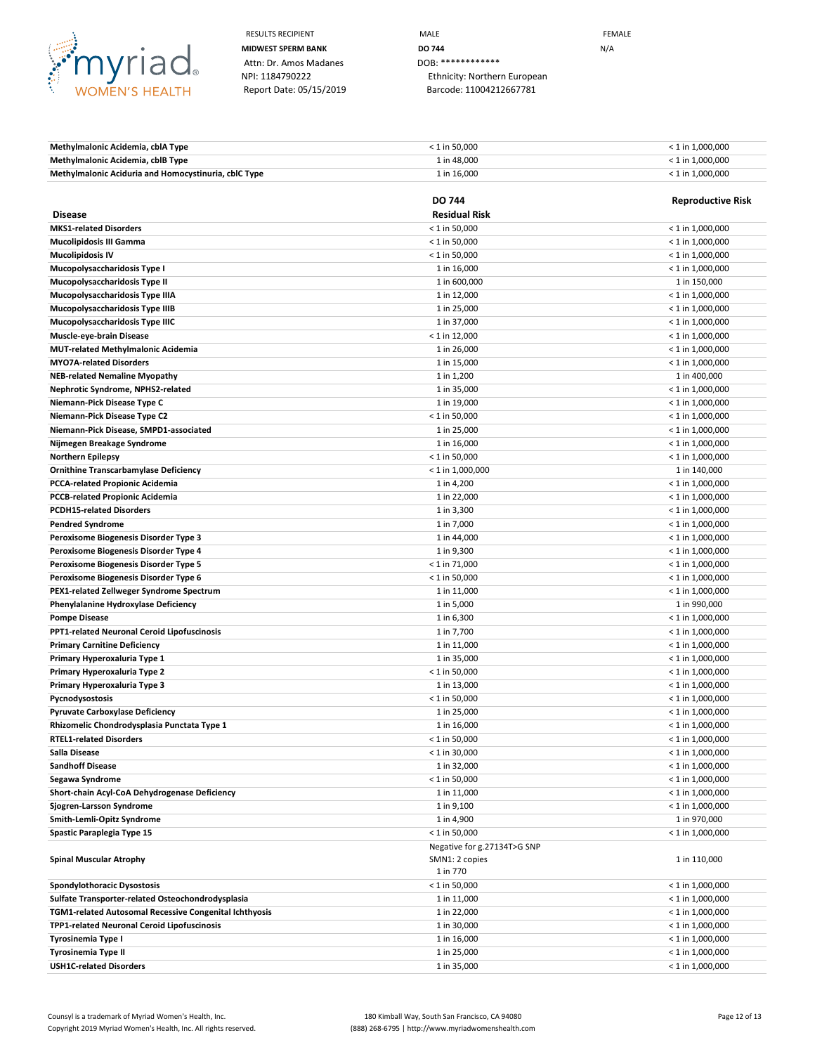| RESULTS RECIPIENT | MALE | FEMALE |
|---|---|---|
| **MIDWEST SPERM BANK** | **DO 744** | N/A |
| Attn: Dr. Amos Madanes | DOB: ************* | |
| NPI: 1184790222 | Ethnicity: Northern European | |
| Report Date: 05/15/2019 | Barcode: 11004212667781 | |

| | | |
|---|---|---|
| **Methylmalonic Acidemia, cblA Type** | < 1 in 50,000 | < 1 in 1,000,000 |
| **Methylmalonic Acidemia, cblB Type** | 1 in 48,000 | < 1 in 1,000,000 |
| **Methylmalonic Aciduria and Homocystinuria, cblC Type** | 1 in 16,000 | < 1 in 1,000,000 |

| Disease | DO 744 Residual Risk | Reproductive Risk |
|---|---|---|
| **MKS1-related Disorders** | < 1 in 50,000 | < 1 in 1,000,000 |
| **Mucolipidosis III Gamma** | < 1 in 50,000 | < 1 in 1,000,000 |
| **Mucolipidosis IV** | < 1 in 50,000 | < 1 in 1,000,000 |
| **Mucopolysaccharidosis Type I** | 1 in 16,000 | < 1 in 1,000,000 |
| **Mucopolysaccharidosis Type II** | 1 in 600,000 | 1 in 150,000 |
| **Mucopolysaccharidosis Type IIIA** | 1 in 12,000 | < 1 in 1,000,000 |
| **Mucopolysaccharidosis Type IIIB** | 1 in 25,000 | < 1 in 1,000,000 |
| **Mucopolysaccharidosis Type IIIC** | 1 in 37,000 | < 1 in 1,000,000 |
| **Muscle-eye-brain Disease** | < 1 in 12,000 | < 1 in 1,000,000 |
| **MUT-related Methylmalonic Acidemia** | 1 in 26,000 | < 1 in 1,000,000 |
| **MYO7A-related Disorders** | 1 in 15,000 | < 1 in 1,000,000 |
| **NEB-related Nemaline Myopathy** | 1 in 1,200 | 1 in 400,000 |
| **Nephrotic Syndrome, NPHS2-related** | 1 in 35,000 | < 1 in 1,000,000 |
| **Niemann-Pick Disease Type C** | 1 in 19,000 | < 1 in 1,000,000 |
| **Niemann-Pick Disease Type C2** | < 1 in 50,000 | < 1 in 1,000,000 |
| **Niemann-Pick Disease, SMPD1-associated** | 1 in 25,000 | < 1 in 1,000,000 |
| **Nijmegen Breakage Syndrome** | 1 in 16,000 | < 1 in 1,000,000 |
| **Northern Epilepsy** | < 1 in 50,000 | < 1 in 1,000,000 |
| **Ornithine Transcarbamylase Deficiency** | < 1 in 1,000,000 | 1 in 140,000 |
| **PCCA-related Propionic Acidemia** | 1 in 4,200 | < 1 in 1,000,000 |
| **PCCB-related Propionic Acidemia** | 1 in 22,000 | < 1 in 1,000,000 |
| **PCDH15-related Disorders** | 1 in 3,300 | < 1 in 1,000,000 |
| **Pendred Syndrome** | 1 in 7,000 | < 1 in 1,000,000 |
| **Peroxisome Biogenesis Disorder Type 3** | 1 in 44,000 | < 1 in 1,000,000 |
| **Peroxisome Biogenesis Disorder Type 4** | 1 in 9,300 | < 1 in 1,000,000 |
| **Peroxisome Biogenesis Disorder Type 5** | < 1 in 71,000 | < 1 in 1,000,000 |
| **Peroxisome Biogenesis Disorder Type 6** | < 1 in 50,000 | < 1 in 1,000,000 |
| **PEX1-related Zellweger Syndrome Spectrum** | 1 in 11,000 | < 1 in 1,000,000 |
| **Phenylalanine Hydroxylase Deficiency** | 1 in 5,000 | 1 in 990,000 |
| **Pompe Disease** | 1 in 6,300 | < 1 in 1,000,000 |
| **PPT1-related Neuronal Ceroid Lipofuscinosis** | 1 in 7,700 | < 1 in 1,000,000 |
| **Primary Carnitine Deficiency** | 1 in 11,000 | < 1 in 1,000,000 |
| **Primary Hyperoxaluria Type 1** | 1 in 35,000 | < 1 in 1,000,000 |
| **Primary Hyperoxaluria Type 2** | < 1 in 50,000 | < 1 in 1,000,000 |
| **Primary Hyperoxaluria Type 3** | 1 in 13,000 | < 1 in 1,000,000 |
| **Pycnodysostosis** | < 1 in 50,000 | < 1 in 1,000,000 |
| **Pyruvate Carboxylase Deficiency** | 1 in 25,000 | < 1 in 1,000,000 |
| **Rhizomelic Chondrodysplasia Punctata Type 1** | 1 in 16,000 | < 1 in 1,000,000 |
| **RTEL1-related Disorders** | < 1 in 50,000 | < 1 in 1,000,000 |
| **Salla Disease** | < 1 in 30,000 | < 1 in 1,000,000 |
| **Sandhoff Disease** | 1 in 32,000 | < 1 in 1,000,000 |
| **Segawa Syndrome** | < 1 in 50,000 | < 1 in 1,000,000 |
| **Short-chain Acyl-CoA Dehydrogenase Deficiency** | 1 in 11,000 | < 1 in 1,000,000 |
| **Sjogren-Larsson Syndrome** | 1 in 9,100 | < 1 in 1,000,000 |
| **Smith-Lemli-Opitz Syndrome** | 1 in 4,900 | 1 in 970,000 |
| **Spastic Paraplegia Type 15** | < 1 in 50,000 | < 1 in 1,000,000 |
| **Spinal Muscular Atrophy** | Negative for g.27134T>G SNP<br>SMN1: 2 copies<br>1 in 770 | 1 in 110,000 |
| **Spondylothoracic Dysostosis** | < 1 in 50,000 | < 1 in 1,000,000 |
| **Sulfate Transporter-related Osteochondrodysplasia** | 1 in 11,000 | < 1 in 1,000,000 |
| **TGM1-related Autosomal Recessive Congenital Ichthyosis** | 1 in 22,000 | < 1 in 1,000,000 |
| **TPP1-related Neuronal Ceroid Lipofuscinosis** | 1 in 30,000 | < 1 in 1,000,000 |
| **Tyrosinemia Type I** | 1 in 16,000 | < 1 in 1,000,000 |
| **Tyrosinemia Type II** | 1 in 25,000 | < 1 in 1,000,000 |
| **USH1C-related Disorders** | 1 in 35,000 | < 1 in 1,000,000 |

Counsyl is a trademark of Myriad Women's Health, Inc.
Copyright 2019 Myriad Women's Health, Inc. All rights reserved.

180 Kimball Way, South San Francisco, CA 94080
(888) 268-6795 | http://www.myriadwomenshealth.com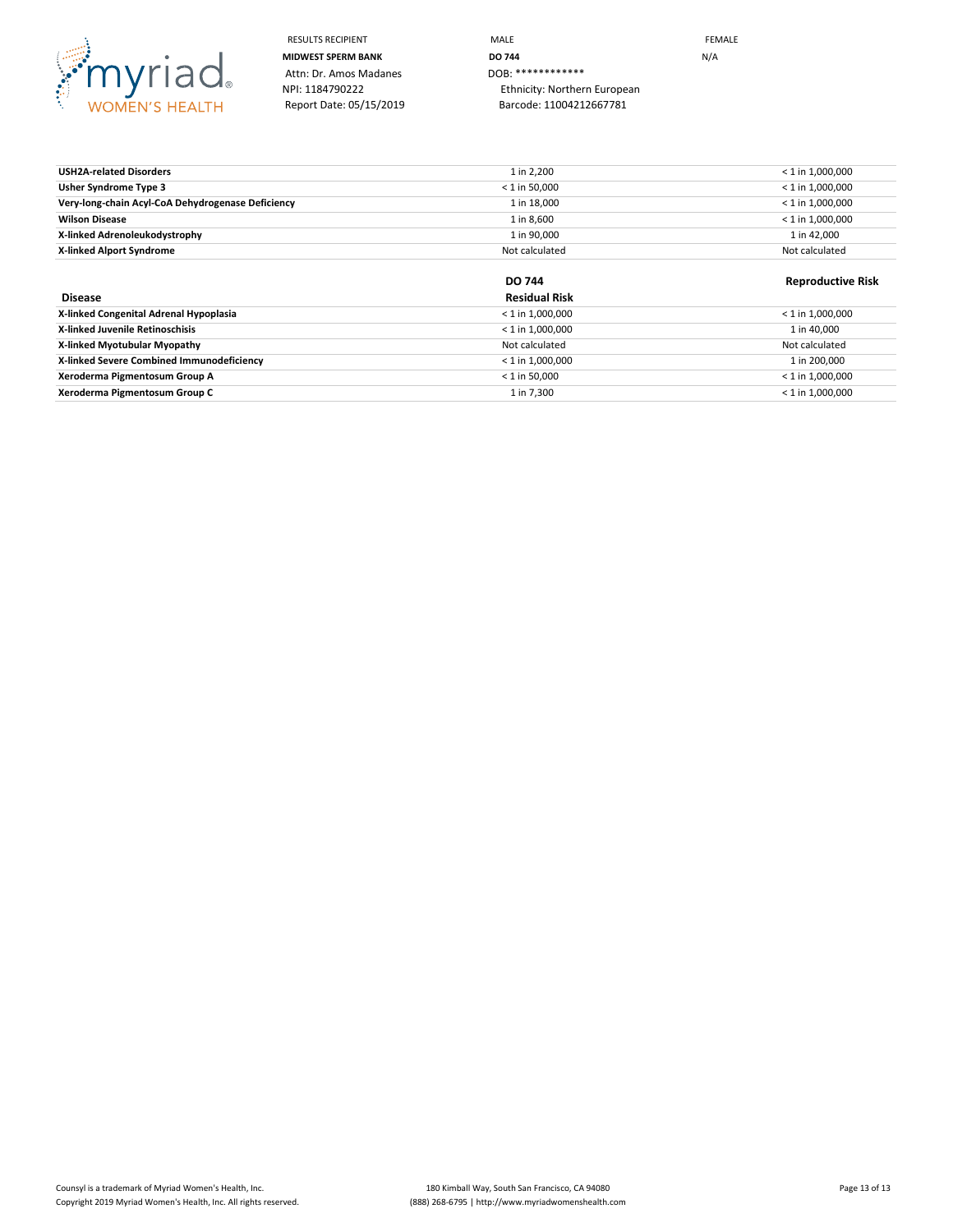| RESULTS RECIPIENT | MALE | FEMALE |
|---|---|---|
| **MIDWEST SPERM BANK** | **DO 744** | N/A |
| Attn: Dr. Amos Madanes | DOB: ************* | |
| NPI: 1184790222 | Ethnicity: Northern European | |
| Report Date: 05/15/2019 | Barcode: 11004212667781 | |

| Disease | DO 744 Residual Risk | Reproductive Risk |
|---|---|---|
| **USH2A-related Disorders** | 1 in 2,200 | < 1 in 1,000,000 |
| **Usher Syndrome Type 3** | < 1 in 50,000 | < 1 in 1,000,000 |
| **Very-long-chain Acyl-CoA Dehydrogenase Deficiency** | 1 in 18,000 | < 1 in 1,000,000 |
| **Wilson Disease** | 1 in 8,600 | < 1 in 1,000,000 |
| **X-linked Adrenoleukodystrophy** | 1 in 90,000 | 1 in 42,000 |
| **X-linked Alport Syndrome** | Not calculated | Not calculated |
| **X-linked Congenital Adrenal Hypoplasia** | < 1 in 1,000,000 | < 1 in 1,000,000 |
| **X-linked Juvenile Retinoschisis** | < 1 in 1,000,000 | 1 in 40,000 |
| **X-linked Myotubular Myopathy** | Not calculated | Not calculated |
| **X-linked Severe Combined Immunodeficiency** | < 1 in 1,000,000 | 1 in 200,000 |
| **Xeroderma Pigmentosum Group A** | < 1 in 50,000 | < 1 in 1,000,000 |
| **Xeroderma Pigmentosum Group C** | 1 in 7,300 | < 1 in 1,000,000 |

Counsyl is a trademark of Myriad Women's Health, Inc.
Copyright 2019 Myriad Women's Health, Inc. All rights reserved.

180 Kimball Way, South San Francisco, CA 94080
(888) 268-6795 | http://www.myriadwomenshealth.com